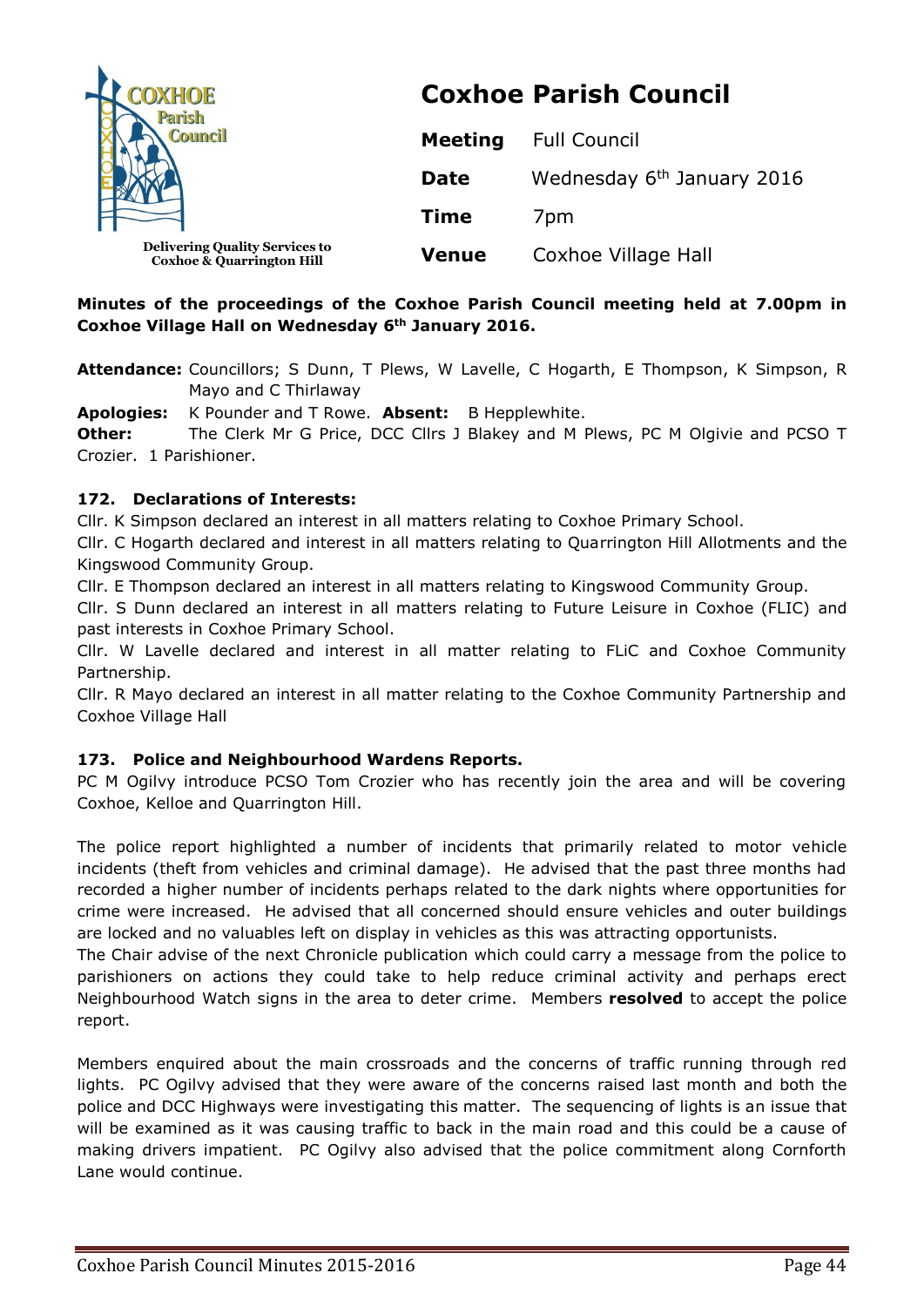**COXHOE Parish Council**

Delivering Quality Services to Coxhoe & Quarrington Hill

# Coxhoe Parish Council

| | |
|---|---|
| **Meeting** | Full Council |
| **Date** | Wednesday 6th January 2016 |
| **Time** | 7pm |
| **Venue** | Coxhoe Village Hall |

**Minutes of the proceedings of the Coxhoe Parish Council meeting held at 7.00pm in Coxhoe Village Hall on Wednesday 6th January 2016.**

**Attendance:** Councillors; S Dunn, T Plews, W Lavelle, C Hogarth, E Thompson, K Simpson, R Mayo and C Thirlaway

**Apologies:** K Pounder and T Rowe. **Absent:** B Hepplewhite.

**Other:** The Clerk Mr G Price, DCC Cllrs J Blakey and M Plews, PC M Olgivie and PCSO T Crozier. 1 Parishioner.

### 172. Declarations of Interests:

Cllr. K Simpson declared an interest in all matters relating to Coxhoe Primary School.

Cllr. C Hogarth declared and interest in all matters relating to Quarrington Hill Allotments and the Kingswood Community Group.

Cllr. E Thompson declared an interest in all matters relating to Kingswood Community Group.

Cllr. S Dunn declared an interest in all matters relating to Future Leisure in Coxhoe (FLIC) and past interests in Coxhoe Primary School.

Cllr. W Lavelle declared and interest in all matter relating to FLiC and Coxhoe Community Partnership.

Cllr. R Mayo declared an interest in all matter relating to the Coxhoe Community Partnership and Coxhoe Village Hall

### 173. Police and Neighbourhood Wardens Reports.

PC M Ogilvy introduce PCSO Tom Crozier who has recently join the area and will be covering Coxhoe, Kelloe and Quarrington Hill.

The police report highlighted a number of incidents that primarily related to motor vehicle incidents (theft from vehicles and criminal damage). He advised that the past three months had recorded a higher number of incidents perhaps related to the dark nights where opportunities for crime were increased. He advised that all concerned should ensure vehicles and outer buildings are locked and no valuables left on display in vehicles as this was attracting opportunists.

The Chair advise of the next Chronicle publication which could carry a message from the police to parishioners on actions they could take to help reduce criminal activity and perhaps erect Neighbourhood Watch signs in the area to deter crime. Members **resolved** to accept the police report.

Members enquired about the main crossroads and the concerns of traffic running through red lights. PC Ogilvy advised that they were aware of the concerns raised last month and both the police and DCC Highways were investigating this matter. The sequencing of lights is an issue that will be examined as it was causing traffic to back in the main road and this could be a cause of making drivers impatient. PC Ogilvy also advised that the police commitment along Cornforth Lane would continue.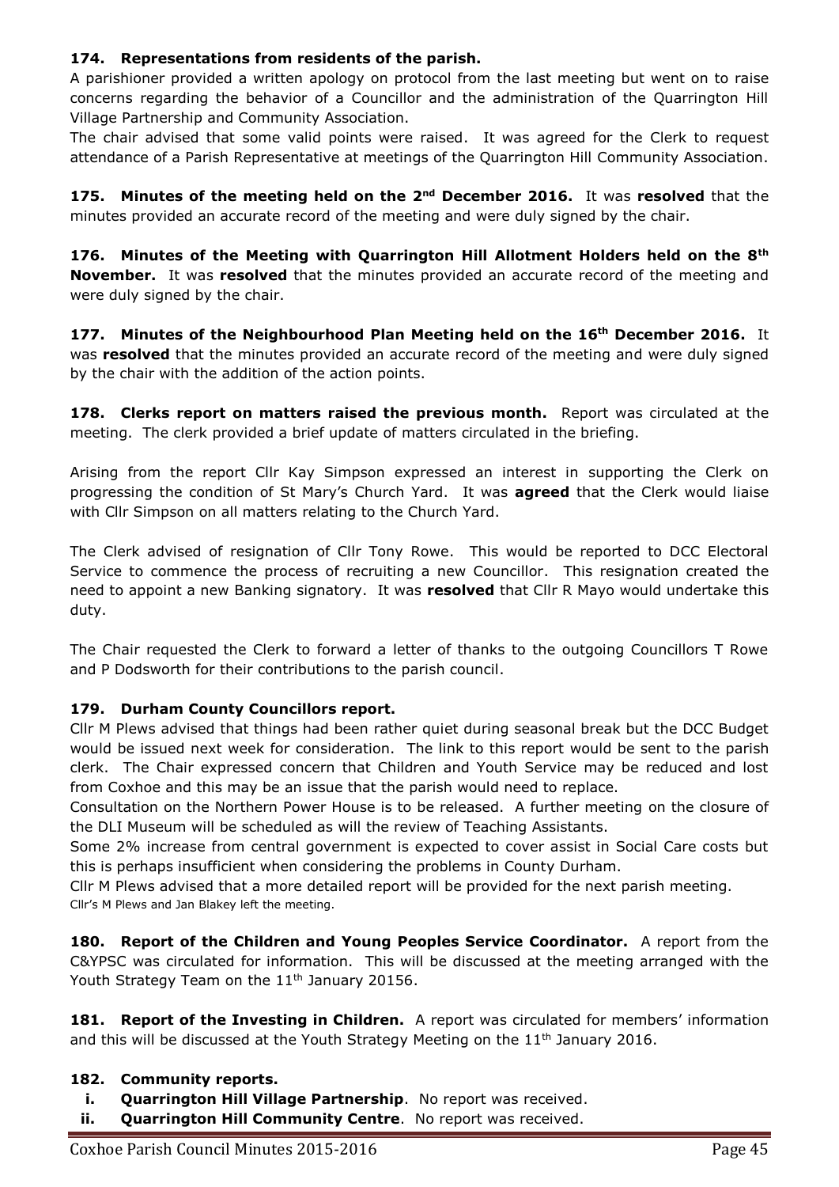**174. Representations from residents of the parish.**

A parishioner provided a written apology on protocol from the last meeting but went on to raise concerns regarding the behavior of a Councillor and the administration of the Quarrington Hill Village Partnership and Community Association.

The chair advised that some valid points were raised. It was agreed for the Clerk to request attendance of a Parish Representative at meetings of the Quarrington Hill Community Association.

**175. Minutes of the meeting held on the 2nd December 2016.** It was **resolved** that the minutes provided an accurate record of the meeting and were duly signed by the chair.

**176. Minutes of the Meeting with Quarrington Hill Allotment Holders held on the 8th November.** It was **resolved** that the minutes provided an accurate record of the meeting and were duly signed by the chair.

**177. Minutes of the Neighbourhood Plan Meeting held on the 16th December 2016.** It was **resolved** that the minutes provided an accurate record of the meeting and were duly signed by the chair with the addition of the action points.

**178. Clerks report on matters raised the previous month.** Report was circulated at the meeting. The clerk provided a brief update of matters circulated in the briefing.

Arising from the report Cllr Kay Simpson expressed an interest in supporting the Clerk on progressing the condition of St Mary's Church Yard. It was **agreed** that the Clerk would liaise with Cllr Simpson on all matters relating to the Church Yard.

The Clerk advised of resignation of Cllr Tony Rowe. This would be reported to DCC Electoral Service to commence the process of recruiting a new Councillor. This resignation created the need to appoint a new Banking signatory. It was **resolved** that Cllr R Mayo would undertake this duty.

The Chair requested the Clerk to forward a letter of thanks to the outgoing Councillors T Rowe and P Dodsworth for their contributions to the parish council.

**179. Durham County Councillors report.**

Cllr M Plews advised that things had been rather quiet during seasonal break but the DCC Budget would be issued next week for consideration. The link to this report would be sent to the parish clerk. The Chair expressed concern that Children and Youth Service may be reduced and lost from Coxhoe and this may be an issue that the parish would need to replace.

Consultation on the Northern Power House is to be released. A further meeting on the closure of the DLI Museum will be scheduled as will the review of Teaching Assistants.

Some 2% increase from central government is expected to cover assist in Social Care costs but this is perhaps insufficient when considering the problems in County Durham.

Cllr M Plews advised that a more detailed report will be provided for the next parish meeting.

Cllr's M Plews and Jan Blakey left the meeting.

**180. Report of the Children and Young Peoples Service Coordinator.** A report from the C&YPSC was circulated for information. This will be discussed at the meeting arranged with the Youth Strategy Team on the 11th January 20156.

**181. Report of the Investing in Children.** A report was circulated for members' information and this will be discussed at the Youth Strategy Meeting on the 11th January 2016.

**182. Community reports.**

- **i. Quarrington Hill Village Partnership**. No report was received.
- **ii. Quarrington Hill Community Centre**. No report was received.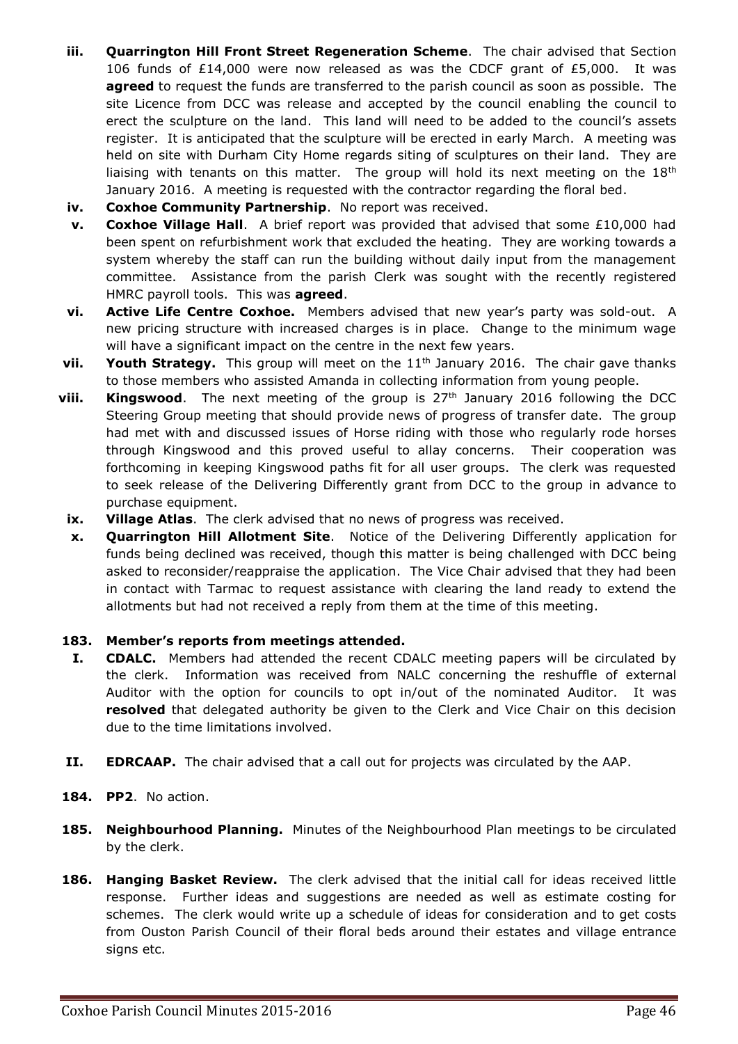- **iii. Quarrington Hill Front Street Regeneration Scheme**. The chair advised that Section 106 funds of £14,000 were now released as was the CDCF grant of £5,000. It was **agreed** to request the funds are transferred to the parish council as soon as possible. The site Licence from DCC was release and accepted by the council enabling the council to erect the sculpture on the land. This land will need to be added to the council's assets register. It is anticipated that the sculpture will be erected in early March. A meeting was held on site with Durham City Home regards siting of sculptures on their land. They are liaising with tenants on this matter. The group will hold its next meeting on the 18th January 2016. A meeting is requested with the contractor regarding the floral bed.
- **iv. Coxhoe Community Partnership**. No report was received.
- **v. Coxhoe Village Hall**. A brief report was provided that advised that some £10,000 had been spent on refurbishment work that excluded the heating. They are working towards a system whereby the staff can run the building without daily input from the management committee. Assistance from the parish Clerk was sought with the recently registered HMRC payroll tools. This was **agreed**.
- **vi. Active Life Centre Coxhoe.** Members advised that new year's party was sold-out. A new pricing structure with increased charges is in place. Change to the minimum wage will have a significant impact on the centre in the next few years.
- **vii. Youth Strategy.** This group will meet on the 11th January 2016. The chair gave thanks to those members who assisted Amanda in collecting information from young people.
- **viii. Kingswood**. The next meeting of the group is 27th January 2016 following the DCC Steering Group meeting that should provide news of progress of transfer date. The group had met with and discussed issues of Horse riding with those who regularly rode horses through Kingswood and this proved useful to allay concerns. Their cooperation was forthcoming in keeping Kingswood paths fit for all user groups. The clerk was requested to seek release of the Delivering Differently grant from DCC to the group in advance to purchase equipment.
- **ix. Village Atlas**. The clerk advised that no news of progress was received.
- **x. Quarrington Hill Allotment Site**. Notice of the Delivering Differently application for funds being declined was received, though this matter is being challenged with DCC being asked to reconsider/reappraise the application. The Vice Chair advised that they had been in contact with Tarmac to request assistance with clearing the land ready to extend the allotments but had not received a reply from them at the time of this meeting.

**183. Member's reports from meetings attended.**

- **I. CDALC.** Members had attended the recent CDALC meeting papers will be circulated by the clerk. Information was received from NALC concerning the reshuffle of external Auditor with the option for councils to opt in/out of the nominated Auditor. It was **resolved** that delegated authority be given to the Clerk and Vice Chair on this decision due to the time limitations involved.
- **II. EDRCAAP.** The chair advised that a call out for projects was circulated by the AAP.

**184. PP2**. No action.

**185. Neighbourhood Planning.** Minutes of the Neighbourhood Plan meetings to be circulated by the clerk.

**186. Hanging Basket Review.** The clerk advised that the initial call for ideas received little response. Further ideas and suggestions are needed as well as estimate costing for schemes. The clerk would write up a schedule of ideas for consideration and to get costs from Ouston Parish Council of their floral beds around their estates and village entrance signs etc.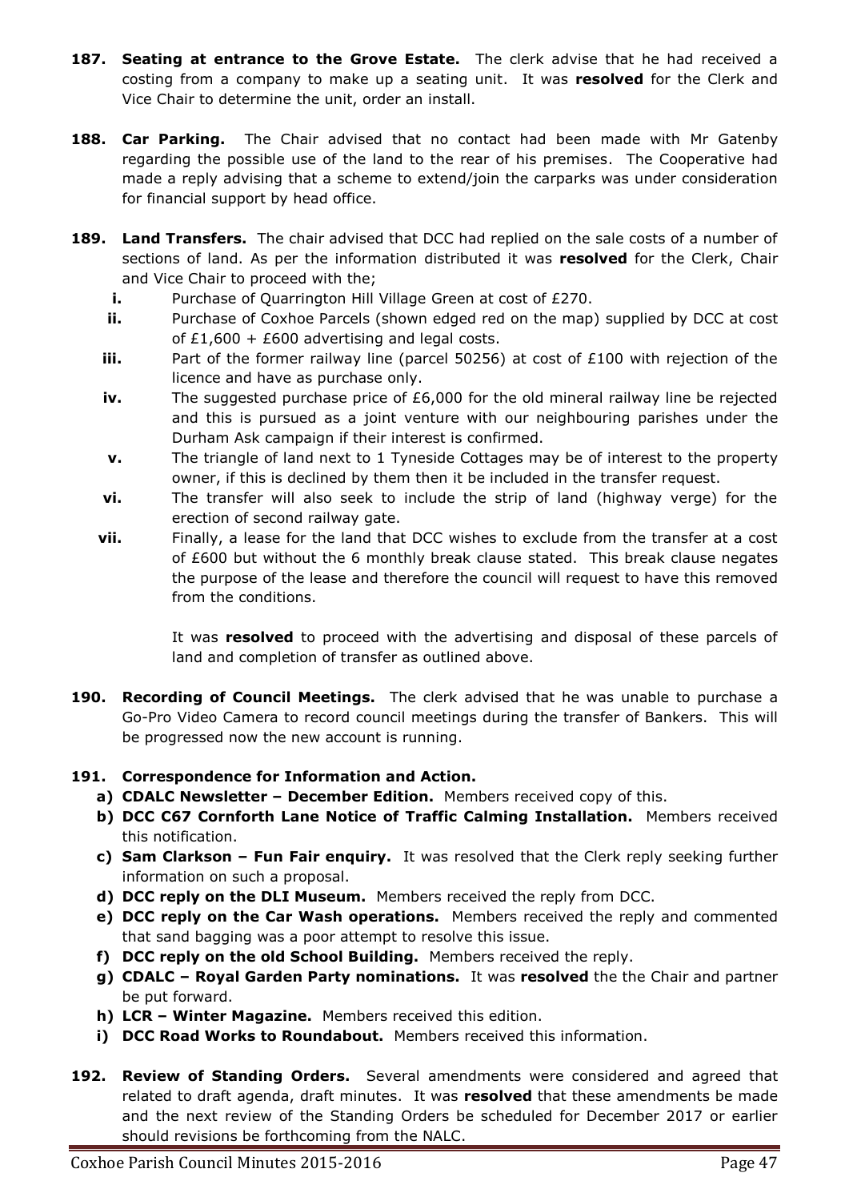**187. Seating at entrance to the Grove Estate.** The clerk advise that he had received a costing from a company to make up a seating unit. It was **resolved** for the Clerk and Vice Chair to determine the unit, order an install.

**188. Car Parking.** The Chair advised that no contact had been made with Mr Gatenby regarding the possible use of the land to the rear of his premises. The Cooperative had made a reply advising that a scheme to extend/join the carparks was under consideration for financial support by head office.

**189. Land Transfers.** The chair advised that DCC had replied on the sale costs of a number of sections of land. As per the information distributed it was **resolved** for the Clerk, Chair and Vice Chair to proceed with the;

- **i.** Purchase of Quarrington Hill Village Green at cost of £270.
- **ii.** Purchase of Coxhoe Parcels (shown edged red on the map) supplied by DCC at cost of £1,600 + £600 advertising and legal costs.
- **iii.** Part of the former railway line (parcel 50256) at cost of £100 with rejection of the licence and have as purchase only.
- **iv.** The suggested purchase price of £6,000 for the old mineral railway line be rejected and this is pursued as a joint venture with our neighbouring parishes under the Durham Ask campaign if their interest is confirmed.
- **v.** The triangle of land next to 1 Tyneside Cottages may be of interest to the property owner, if this is declined by them then it be included in the transfer request.
- **vi.** The transfer will also seek to include the strip of land (highway verge) for the erection of second railway gate.
- **vii.** Finally, a lease for the land that DCC wishes to exclude from the transfer at a cost of £600 but without the 6 monthly break clause stated. This break clause negates the purpose of the lease and therefore the council will request to have this removed from the conditions.

  It was **resolved** to proceed with the advertising and disposal of these parcels of land and completion of transfer as outlined above.

**190. Recording of Council Meetings.** The clerk advised that he was unable to purchase a Go-Pro Video Camera to record council meetings during the transfer of Bankers. This will be progressed now the new account is running.

**191. Correspondence for Information and Action.**

- **a) CDALC Newsletter – December Edition.** Members received copy of this.
- **b) DCC C67 Cornforth Lane Notice of Traffic Calming Installation.** Members received this notification.
- **c) Sam Clarkson – Fun Fair enquiry.** It was resolved that the Clerk reply seeking further information on such a proposal.
- **d) DCC reply on the DLI Museum.** Members received the reply from DCC.
- **e) DCC reply on the Car Wash operations.** Members received the reply and commented that sand bagging was a poor attempt to resolve this issue.
- **f) DCC reply on the old School Building.** Members received the reply.
- **g) CDALC – Royal Garden Party nominations.** It was **resolved** the the Chair and partner be put forward.
- **h) LCR – Winter Magazine.** Members received this edition.
- **i) DCC Road Works to Roundabout.** Members received this information.

**192. Review of Standing Orders.** Several amendments were considered and agreed that related to draft agenda, draft minutes. It was **resolved** that these amendments be made and the next review of the Standing Orders be scheduled for December 2017 or earlier should revisions be forthcoming from the NALC.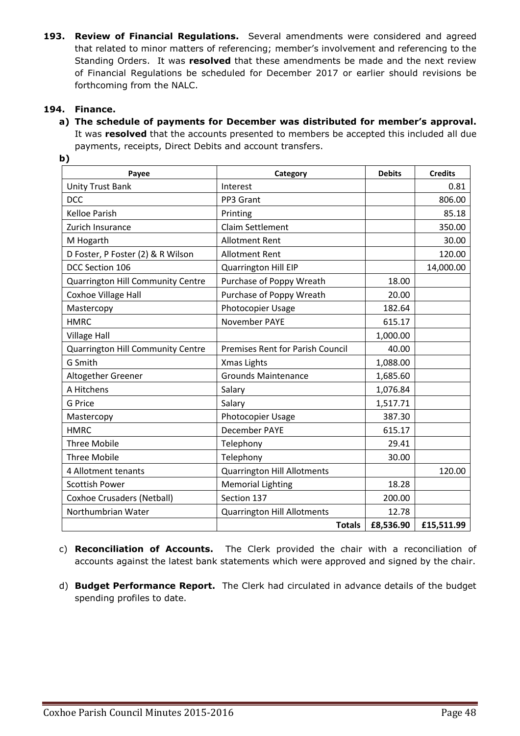**193. Review of Financial Regulations.** Several amendments were considered and agreed that related to minor matters of referencing; member's involvement and referencing to the Standing Orders. It was **resolved** that these amendments be made and the next review of Financial Regulations be scheduled for December 2017 or earlier should revisions be forthcoming from the NALC.

**194. Finance.**

a) **The schedule of payments for December was distributed for member's approval.** It was **resolved** that the accounts presented to members be accepted this included all due payments, receipts, Direct Debits and account transfers.

b)

| Payee | Category | Debits | Credits |
|---|---|---|---|
| Unity Trust Bank | Interest | | 0.81 |
| DCC | PP3 Grant | | 806.00 |
| Kelloe Parish | Printing | | 85.18 |
| Zurich Insurance | Claim Settlement | | 350.00 |
| M Hogarth | Allotment Rent | | 30.00 |
| D Foster, P Foster (2) & R Wilson | Allotment Rent | | 120.00 |
| DCC Section 106 | Quarrington Hill EIP | | 14,000.00 |
| Quarrington Hill Community Centre | Purchase of Poppy Wreath | 18.00 | |
| Coxhoe Village Hall | Purchase of Poppy Wreath | 20.00 | |
| Mastercopy | Photocopier Usage | 182.64 | |
| HMRC | November PAYE | 615.17 | |
| Village Hall | | 1,000.00 | |
| Quarrington Hill Community Centre | Premises Rent for Parish Council | 40.00 | |
| G Smith | Xmas Lights | 1,088.00 | |
| Altogether Greener | Grounds Maintenance | 1,685.60 | |
| A Hitchens | Salary | 1,076.84 | |
| G Price | Salary | 1,517.71 | |
| Mastercopy | Photocopier Usage | 387.30 | |
| HMRC | December PAYE | 615.17 | |
| Three Mobile | Telephony | 29.41 | |
| Three Mobile | Telephony | 30.00 | |
| 4 Allotment tenants | Quarrington Hill Allotments | | 120.00 |
| Scottish Power | Memorial Lighting | 18.28 | |
| Coxhoe Crusaders (Netball) | Section 137 | 200.00 | |
| Northumbrian Water | Quarrington Hill Allotments | 12.78 | |
| | **Totals** | **£8,536.90** | **£15,511.99** |

c) **Reconciliation of Accounts.** The Clerk provided the chair with a reconciliation of accounts against the latest bank statements which were approved and signed by the chair.

d) **Budget Performance Report.** The Clerk had circulated in advance details of the budget spending profiles to date.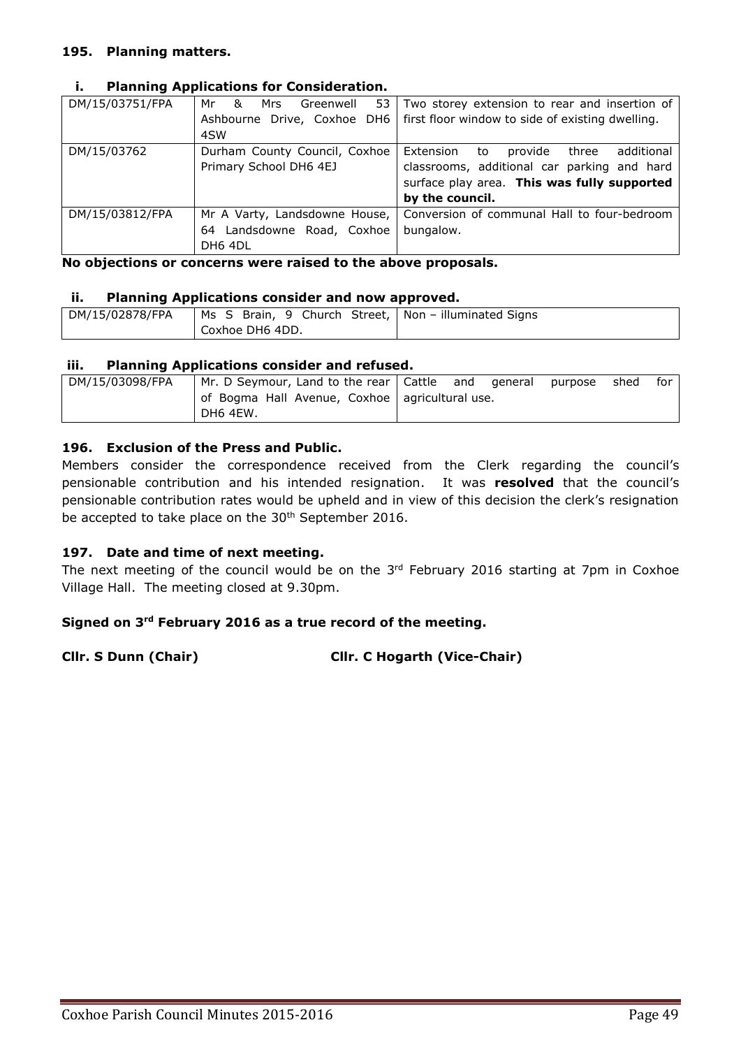### 195. Planning matters.

#### i. Planning Applications for Consideration.

| | | |
|---|---|---|
| DM/15/03751/FPA | Mr & Mrs Greenwell 53 Ashbourne Drive, Coxhoe DH6 4SW | Two storey extension to rear and insertion of first floor window to side of existing dwelling. |
| DM/15/03762 | Durham County Council, Coxhoe Primary School DH6 4EJ | Extension to provide three additional classrooms, additional car parking and hard surface play area. **This was fully supported by the council.** |
| DM/15/03812/FPA | Mr A Varty, Landsdowne House, 64 Landsdowne Road, Coxhoe DH6 4DL | Conversion of communal Hall to four-bedroom bungalow. |

**No objections or concerns were raised to the above proposals.**

#### ii. Planning Applications consider and now approved.

| | | |
|---|---|---|
| DM/15/02878/FPA | Ms S Brain, 9 Church Street, Coxhoe DH6 4DD. | Non – illuminated Signs |

#### iii. Planning Applications consider and refused.

| | | |
|---|---|---|
| DM/15/03098/FPA | Mr. D Seymour, Land to the rear of Bogma Hall Avenue, Coxhoe DH6 4EW. | Cattle and general purpose shed for agricultural use. |

### 196. Exclusion of the Press and Public.

Members consider the correspondence received from the Clerk regarding the council's pensionable contribution and his intended resignation. It was **resolved** that the council's pensionable contribution rates would be upheld and in view of this decision the clerk's resignation be accepted to take place on the 30th September 2016.

### 197. Date and time of next meeting.

The next meeting of the council would be on the 3rd February 2016 starting at 7pm in Coxhoe Village Hall. The meeting closed at 9.30pm.

**Signed on 3rd February 2016 as a true record of the meeting.**

**Cllr. S Dunn (Chair)** **Cllr. C Hogarth (Vice-Chair)**